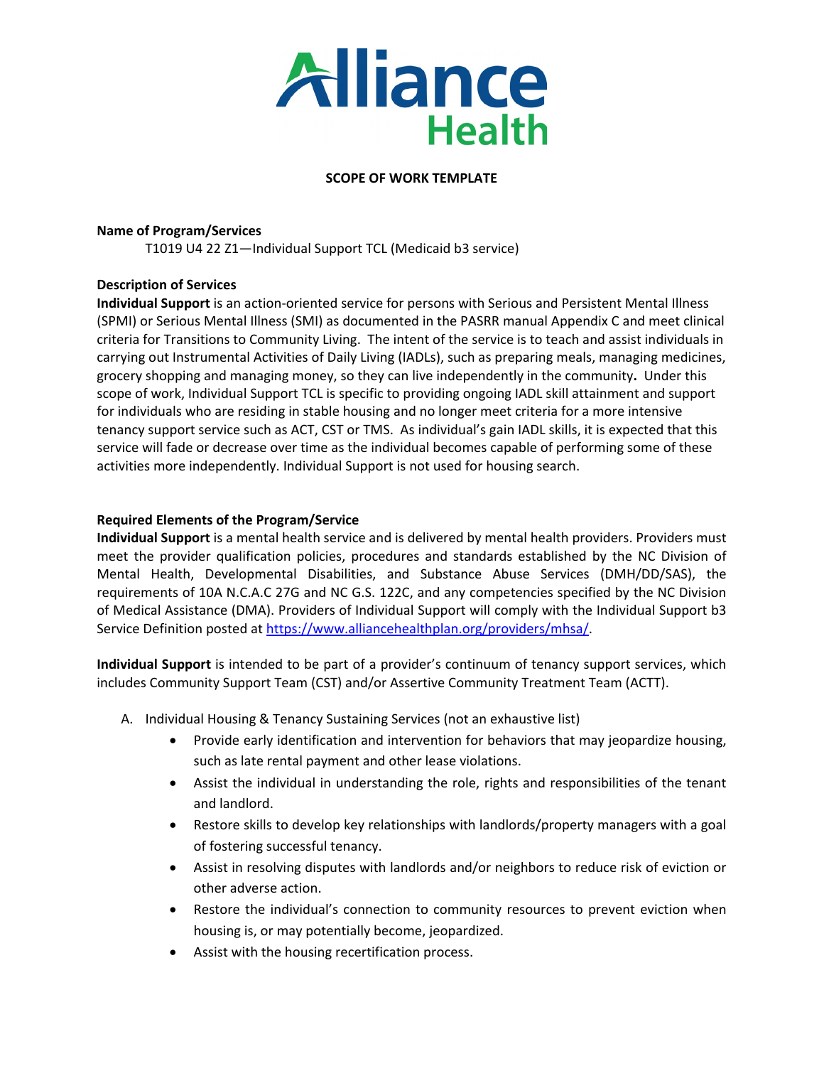Alliance Health

# SCOPE OF WORK TEMPLATE

**Name of Program/Services**

T1019 U4 22 Z1—Individual Support TCL (Medicaid b3 service)

**Description of Services**

**Individual Support** is an action-oriented service for persons with Serious and Persistent Mental Illness (SPMI) or Serious Mental Illness (SMI) as documented in the PASRR manual Appendix C and meet clinical criteria for Transitions to Community Living. The intent of the service is to teach and assist individuals in carrying out Instrumental Activities of Daily Living (IADLs), such as preparing meals, managing medicines, grocery shopping and managing money, so they can live independently in the community**.** Under this scope of work, Individual Support TCL is specific to providing ongoing IADL skill attainment and support for individuals who are residing in stable housing and no longer meet criteria for a more intensive tenancy support service such as ACT, CST or TMS. As individual's gain IADL skills, it is expected that this service will fade or decrease over time as the individual becomes capable of performing some of these activities more independently. Individual Support is not used for housing search.

**Required Elements of the Program/Service**

**Individual Support** is a mental health service and is delivered by mental health providers. Providers must meet the provider qualification policies, procedures and standards established by the NC Division of Mental Health, Developmental Disabilities, and Substance Abuse Services (DMH/DD/SAS), the requirements of 10A N.C.A.C 27G and NC G.S. 122C, and any competencies specified by the NC Division of Medical Assistance (DMA). Providers of Individual Support will comply with the Individual Support b3 Service Definition posted at https://www.alliancehealthplan.org/providers/mhsa/.

**Individual Support** is intended to be part of a provider's continuum of tenancy support services, which includes Community Support Team (CST) and/or Assertive Community Treatment Team (ACTT).

A. Individual Housing & Tenancy Sustaining Services (not an exhaustive list)
   - Provide early identification and intervention for behaviors that may jeopardize housing, such as late rental payment and other lease violations.
   - Assist the individual in understanding the role, rights and responsibilities of the tenant and landlord.
   - Restore skills to develop key relationships with landlords/property managers with a goal of fostering successful tenancy.
   - Assist in resolving disputes with landlords and/or neighbors to reduce risk of eviction or other adverse action.
   - Restore the individual's connection to community resources to prevent eviction when housing is, or may potentially become, jeopardized.
   - Assist with the housing recertification process.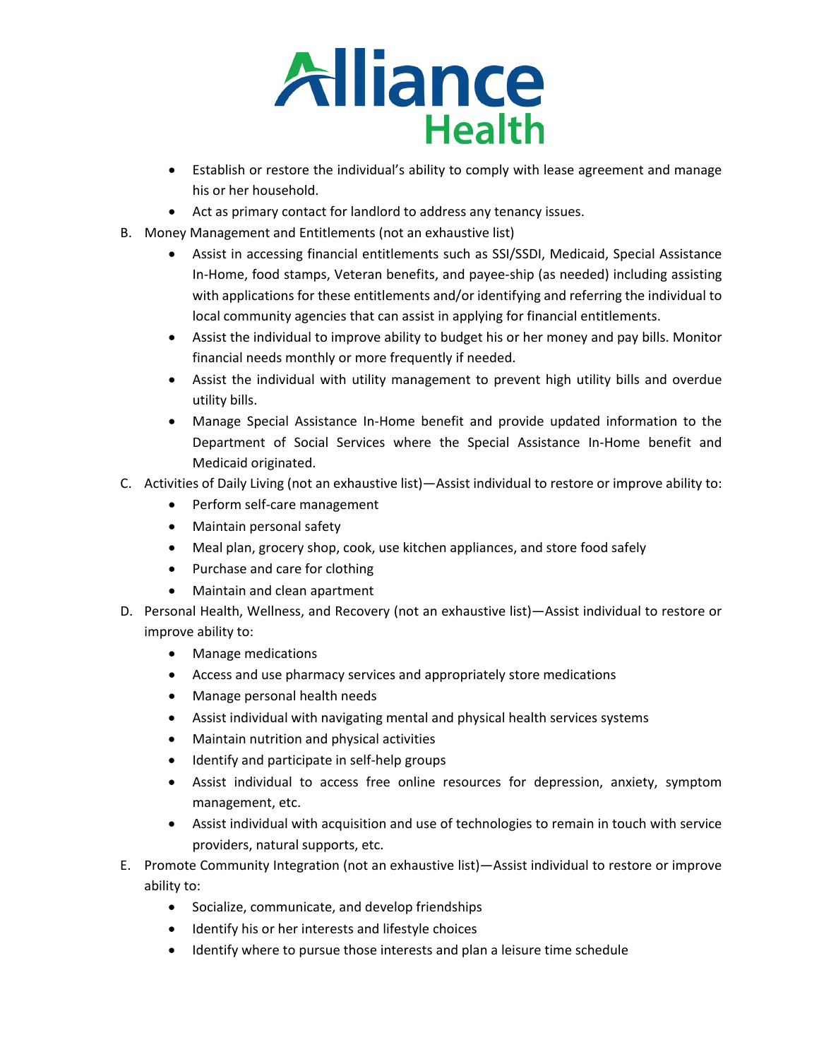- Establish or restore the individual's ability to comply with lease agreement and manage his or her household.
- Act as primary contact for landlord to address any tenancy issues.

B. Money Management and Entitlements (not an exhaustive list)

- Assist in accessing financial entitlements such as SSI/SSDI, Medicaid, Special Assistance In-Home, food stamps, Veteran benefits, and payee-ship (as needed) including assisting with applications for these entitlements and/or identifying and referring the individual to local community agencies that can assist in applying for financial entitlements.
- Assist the individual to improve ability to budget his or her money and pay bills. Monitor financial needs monthly or more frequently if needed.
- Assist the individual with utility management to prevent high utility bills and overdue utility bills.
- Manage Special Assistance In-Home benefit and provide updated information to the Department of Social Services where the Special Assistance In-Home benefit and Medicaid originated.

C. Activities of Daily Living (not an exhaustive list)—Assist individual to restore or improve ability to:

- Perform self-care management
- Maintain personal safety
- Meal plan, grocery shop, cook, use kitchen appliances, and store food safely
- Purchase and care for clothing
- Maintain and clean apartment

D. Personal Health, Wellness, and Recovery (not an exhaustive list)—Assist individual to restore or improve ability to:

- Manage medications
- Access and use pharmacy services and appropriately store medications
- Manage personal health needs
- Assist individual with navigating mental and physical health services systems
- Maintain nutrition and physical activities
- Identify and participate in self-help groups
- Assist individual to access free online resources for depression, anxiety, symptom management, etc.
- Assist individual with acquisition and use of technologies to remain in touch with service providers, natural supports, etc.

E. Promote Community Integration (not an exhaustive list)—Assist individual to restore or improve ability to:

- Socialize, communicate, and develop friendships
- Identify his or her interests and lifestyle choices
- Identify where to pursue those interests and plan a leisure time schedule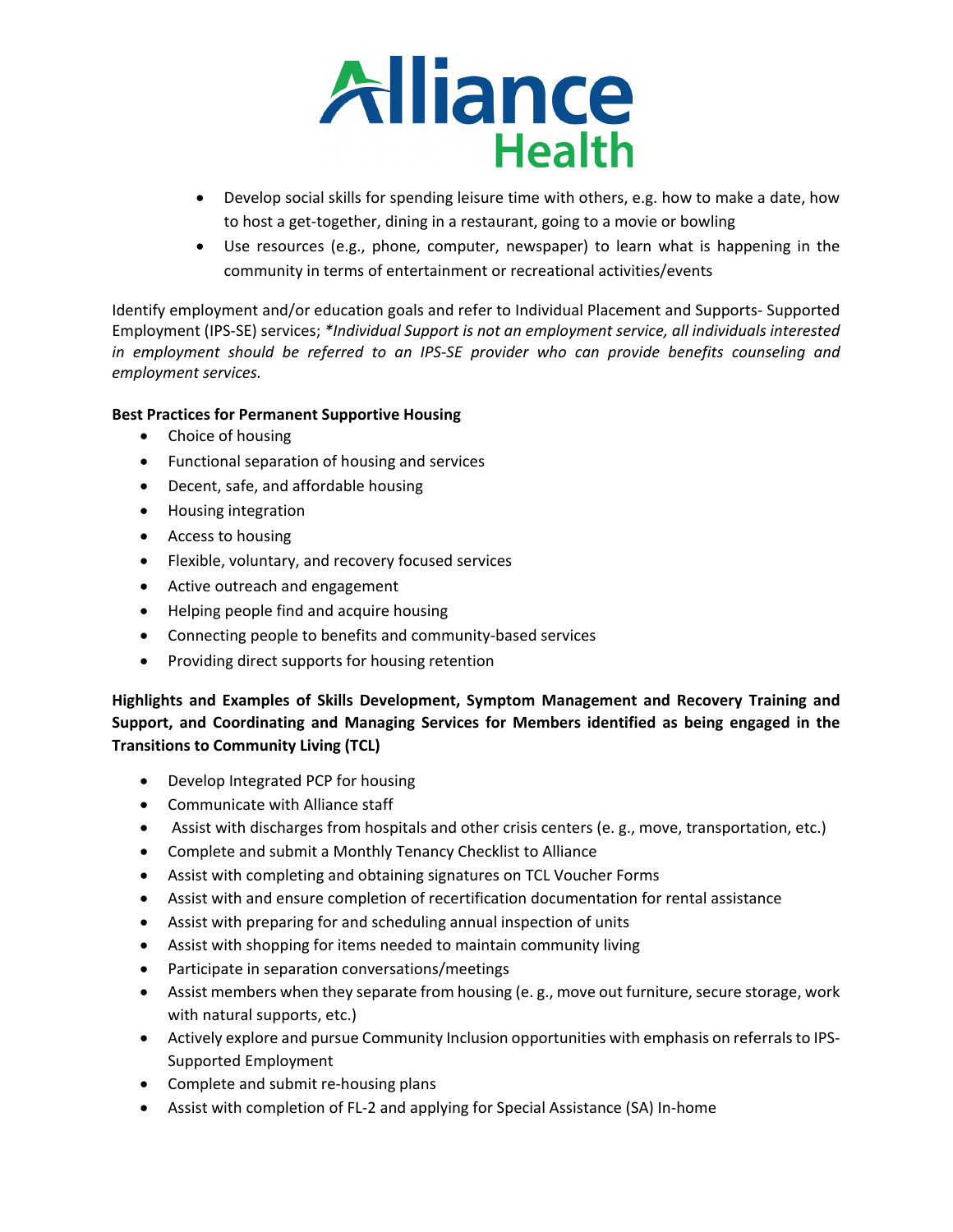- Develop social skills for spending leisure time with others, e.g. how to make a date, how to host a get-together, dining in a restaurant, going to a movie or bowling
- Use resources (e.g., phone, computer, newspaper) to learn what is happening in the community in terms of entertainment or recreational activities/events

Identify employment and/or education goals and refer to Individual Placement and Supports- Supported Employment (IPS-SE) services; **Individual Support is not an employment service, all individuals interested in employment should be referred to an IPS-SE provider who can provide benefits counseling and employment services.*

**Best Practices for Permanent Supportive Housing**

- Choice of housing
- Functional separation of housing and services
- Decent, safe, and affordable housing
- Housing integration
- Access to housing
- Flexible, voluntary, and recovery focused services
- Active outreach and engagement
- Helping people find and acquire housing
- Connecting people to benefits and community-based services
- Providing direct supports for housing retention

**Highlights and Examples of Skills Development, Symptom Management and Recovery Training and Support, and Coordinating and Managing Services for Members identified as being engaged in the Transitions to Community Living (TCL)**

- Develop Integrated PCP for housing
- Communicate with Alliance staff
- Assist with discharges from hospitals and other crisis centers (e. g., move, transportation, etc.)
- Complete and submit a Monthly Tenancy Checklist to Alliance
- Assist with completing and obtaining signatures on TCL Voucher Forms
- Assist with and ensure completion of recertification documentation for rental assistance
- Assist with preparing for and scheduling annual inspection of units
- Assist with shopping for items needed to maintain community living
- Participate in separation conversations/meetings
- Assist members when they separate from housing (e. g., move out furniture, secure storage, work with natural supports, etc.)
- Actively explore and pursue Community Inclusion opportunities with emphasis on referrals to IPS-Supported Employment
- Complete and submit re-housing plans
- Assist with completion of FL-2 and applying for Special Assistance (SA) In-home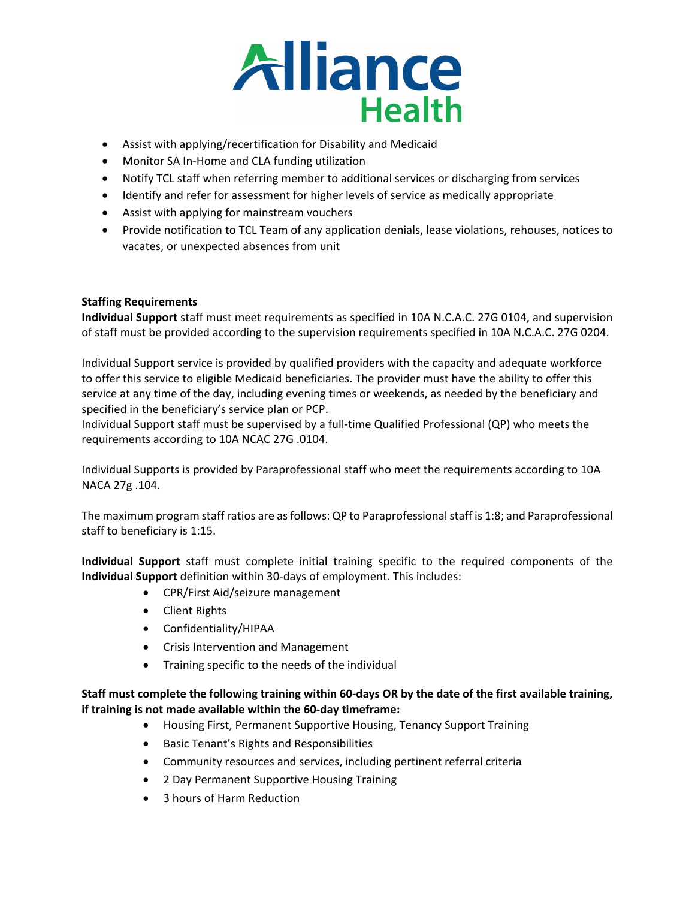- Assist with applying/recertification for Disability and Medicaid
- Monitor SA In-Home and CLA funding utilization
- Notify TCL staff when referring member to additional services or discharging from services
- Identify and refer for assessment for higher levels of service as medically appropriate
- Assist with applying for mainstream vouchers
- Provide notification to TCL Team of any application denials, lease violations, rehouses, notices to vacates, or unexpected absences from unit

**Staffing Requirements**

**Individual Support** staff must meet requirements as specified in 10A N.C.A.C. 27G 0104, and supervision of staff must be provided according to the supervision requirements specified in 10A N.C.A.C. 27G 0204.

Individual Support service is provided by qualified providers with the capacity and adequate workforce to offer this service to eligible Medicaid beneficiaries. The provider must have the ability to offer this service at any time of the day, including evening times or weekends, as needed by the beneficiary and specified in the beneficiary's service plan or PCP.

Individual Support staff must be supervised by a full-time Qualified Professional (QP) who meets the requirements according to 10A NCAC 27G .0104.

Individual Supports is provided by Paraprofessional staff who meet the requirements according to 10A NACA 27g .104.

The maximum program staff ratios are as follows: QP to Paraprofessional staff is 1:8; and Paraprofessional staff to beneficiary is 1:15.

**Individual Support** staff must complete initial training specific to the required components of the **Individual Support** definition within 30-days of employment. This includes:

- CPR/First Aid/seizure management
- Client Rights
- Confidentiality/HIPAA
- Crisis Intervention and Management
- Training specific to the needs of the individual

**Staff must complete the following training within 60-days OR by the date of the first available training, if training is not made available within the 60-day timeframe:**

- Housing First, Permanent Supportive Housing, Tenancy Support Training
- Basic Tenant's Rights and Responsibilities
- Community resources and services, including pertinent referral criteria
- 2 Day Permanent Supportive Housing Training
- 3 hours of Harm Reduction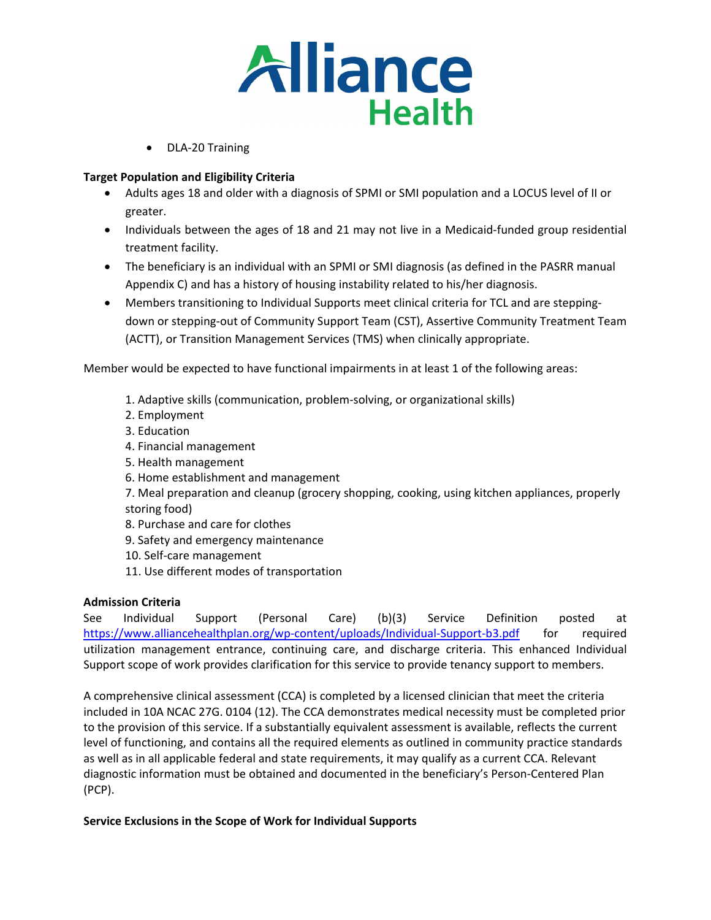- DLA-20 Training

**Target Population and Eligibility Criteria**

- Adults ages 18 and older with a diagnosis of SPMI or SMI population and a LOCUS level of II or greater.
- Individuals between the ages of 18 and 21 may not live in a Medicaid-funded group residential treatment facility.
- The beneficiary is an individual with an SPMI or SMI diagnosis (as defined in the PASRR manual Appendix C) and has a history of housing instability related to his/her diagnosis.
- Members transitioning to Individual Supports meet clinical criteria for TCL and are stepping-down or stepping-out of Community Support Team (CST), Assertive Community Treatment Team (ACTT), or Transition Management Services (TMS) when clinically appropriate.

Member would be expected to have functional impairments in at least 1 of the following areas:

1. Adaptive skills (communication, problem-solving, or organizational skills)
2. Employment
3. Education
4. Financial management
5. Health management
6. Home establishment and management
7. Meal preparation and cleanup (grocery shopping, cooking, using kitchen appliances, properly storing food)
8. Purchase and care for clothes
9. Safety and emergency maintenance
10. Self-care management
11. Use different modes of transportation

**Admission Criteria**

See Individual Support (Personal Care) (b)(3) Service Definition posted at https://www.alliancehealthplan.org/wp-content/uploads/Individual-Support-b3.pdf for required utilization management entrance, continuing care, and discharge criteria. This enhanced Individual Support scope of work provides clarification for this service to provide tenancy support to members.

A comprehensive clinical assessment (CCA) is completed by a licensed clinician that meet the criteria included in 10A NCAC 27G. 0104 (12). The CCA demonstrates medical necessity must be completed prior to the provision of this service. If a substantially equivalent assessment is available, reflects the current level of functioning, and contains all the required elements as outlined in community practice standards as well as in all applicable federal and state requirements, it may qualify as a current CCA. Relevant diagnostic information must be obtained and documented in the beneficiary's Person-Centered Plan (PCP).

**Service Exclusions in the Scope of Work for Individual Supports**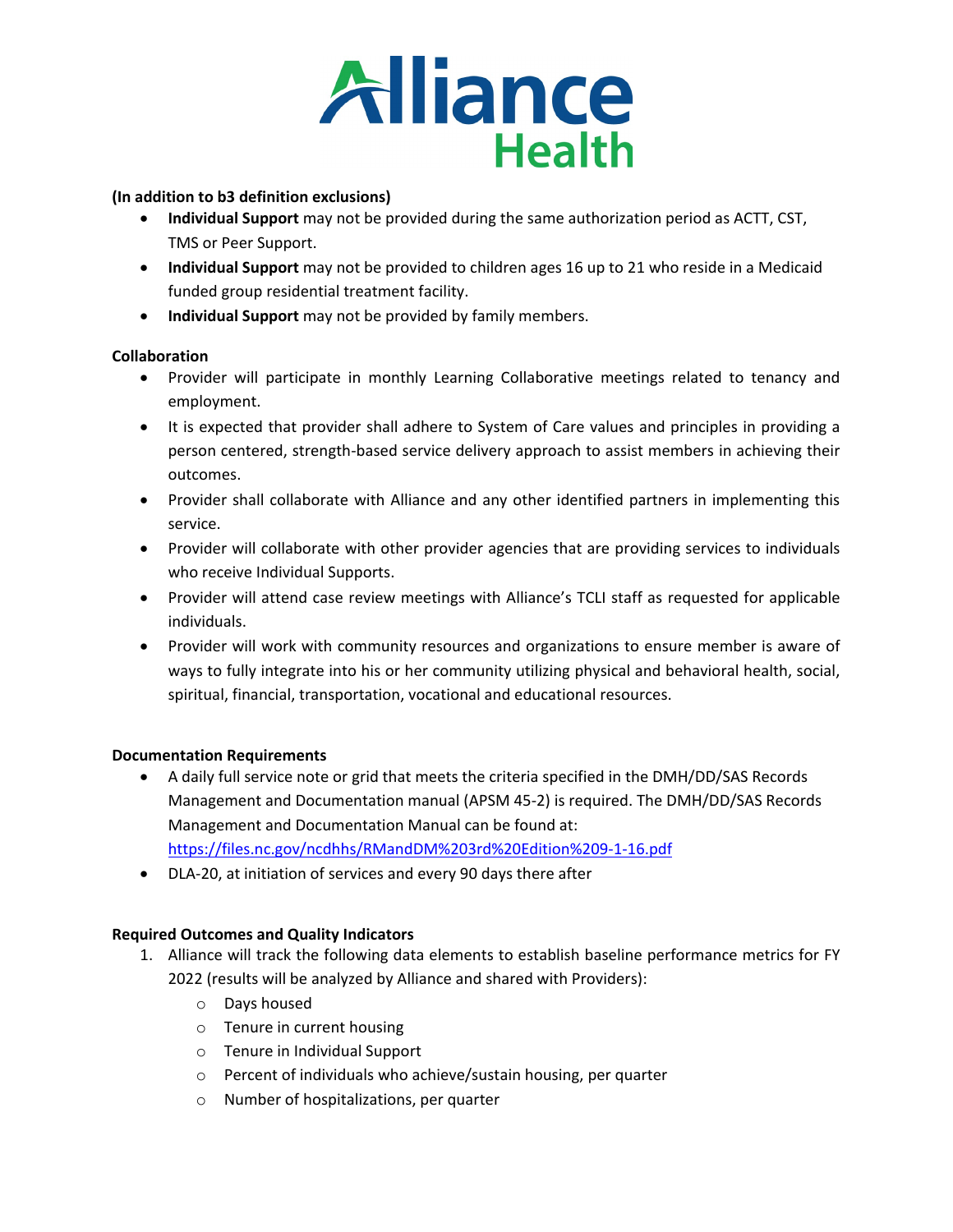**(In addition to b3 definition exclusions)**

- **Individual Support** may not be provided during the same authorization period as ACTT, CST, TMS or Peer Support.
- **Individual Support** may not be provided to children ages 16 up to 21 who reside in a Medicaid funded group residential treatment facility.
- **Individual Support** may not be provided by family members.

**Collaboration**

- Provider will participate in monthly Learning Collaborative meetings related to tenancy and employment.
- It is expected that provider shall adhere to System of Care values and principles in providing a person centered, strength-based service delivery approach to assist members in achieving their outcomes.
- Provider shall collaborate with Alliance and any other identified partners in implementing this service.
- Provider will collaborate with other provider agencies that are providing services to individuals who receive Individual Supports.
- Provider will attend case review meetings with Alliance's TCLI staff as requested for applicable individuals.
- Provider will work with community resources and organizations to ensure member is aware of ways to fully integrate into his or her community utilizing physical and behavioral health, social, spiritual, financial, transportation, vocational and educational resources.

**Documentation Requirements**

- A daily full service note or grid that meets the criteria specified in the DMH/DD/SAS Records Management and Documentation manual (APSM 45-2) is required. The DMH/DD/SAS Records Management and Documentation Manual can be found at: https://files.nc.gov/ncdhhs/RMandDM%203rd%20Edition%209-1-16.pdf
- DLA-20, at initiation of services and every 90 days there after

**Required Outcomes and Quality Indicators**

1. Alliance will track the following data elements to establish baseline performance metrics for FY 2022 (results will be analyzed by Alliance and shared with Providers):
   - Days housed
   - Tenure in current housing
   - Tenure in Individual Support
   - Percent of individuals who achieve/sustain housing, per quarter
   - Number of hospitalizations, per quarter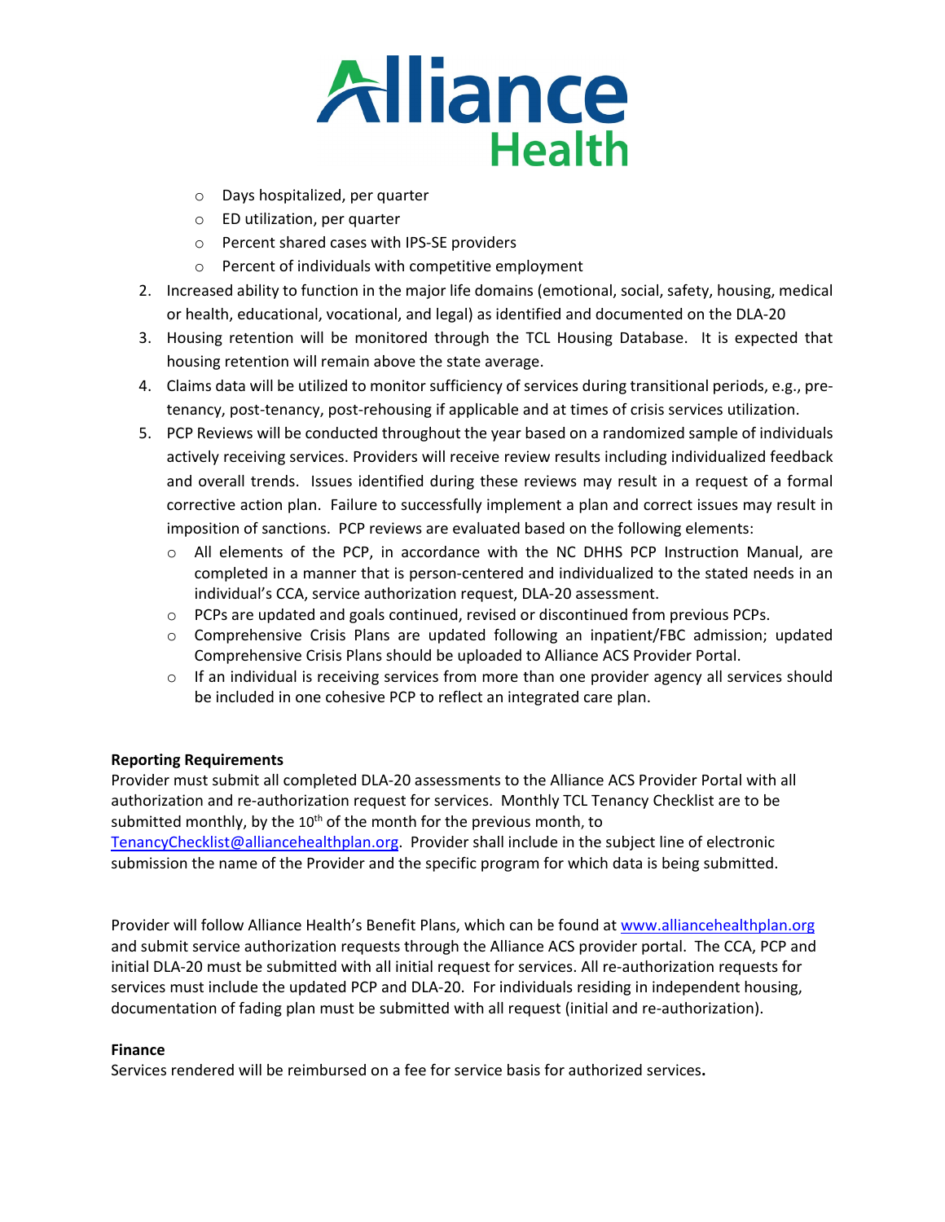- Days hospitalized, per quarter
- ED utilization, per quarter
- Percent shared cases with IPS-SE providers
- Percent of individuals with competitive employment

2. Increased ability to function in the major life domains (emotional, social, safety, housing, medical or health, educational, vocational, and legal) as identified and documented on the DLA-20
3. Housing retention will be monitored through the TCL Housing Database. It is expected that housing retention will remain above the state average.
4. Claims data will be utilized to monitor sufficiency of services during transitional periods, e.g., pre-tenancy, post-tenancy, post-rehousing if applicable and at times of crisis services utilization.
5. PCP Reviews will be conducted throughout the year based on a randomized sample of individuals actively receiving services. Providers will receive review results including individualized feedback and overall trends. Issues identified during these reviews may result in a request of a formal corrective action plan. Failure to successfully implement a plan and correct issues may result in imposition of sanctions. PCP reviews are evaluated based on the following elements:
   - All elements of the PCP, in accordance with the NC DHHS PCP Instruction Manual, are completed in a manner that is person-centered and individualized to the stated needs in an individual's CCA, service authorization request, DLA-20 assessment.
   - PCPs are updated and goals continued, revised or discontinued from previous PCPs.
   - Comprehensive Crisis Plans are updated following an inpatient/FBC admission; updated Comprehensive Crisis Plans should be uploaded to Alliance ACS Provider Portal.
   - If an individual is receiving services from more than one provider agency all services should be included in one cohesive PCP to reflect an integrated care plan.

**Reporting Requirements**
Provider must submit all completed DLA-20 assessments to the Alliance ACS Provider Portal with all authorization and re-authorization request for services. Monthly TCL Tenancy Checklist are to be submitted monthly, by the 10th of the month for the previous month, to TenancyChecklist@alliancehealthplan.org. Provider shall include in the subject line of electronic submission the name of the Provider and the specific program for which data is being submitted.

Provider will follow Alliance Health's Benefit Plans, which can be found at www.alliancehealthplan.org and submit service authorization requests through the Alliance ACS provider portal. The CCA, PCP and initial DLA-20 must be submitted with all initial request for services. All re-authorization requests for services must include the updated PCP and DLA-20. For individuals residing in independent housing, documentation of fading plan must be submitted with all request (initial and re-authorization).

**Finance**
Services rendered will be reimbursed on a fee for service basis for authorized services**.**